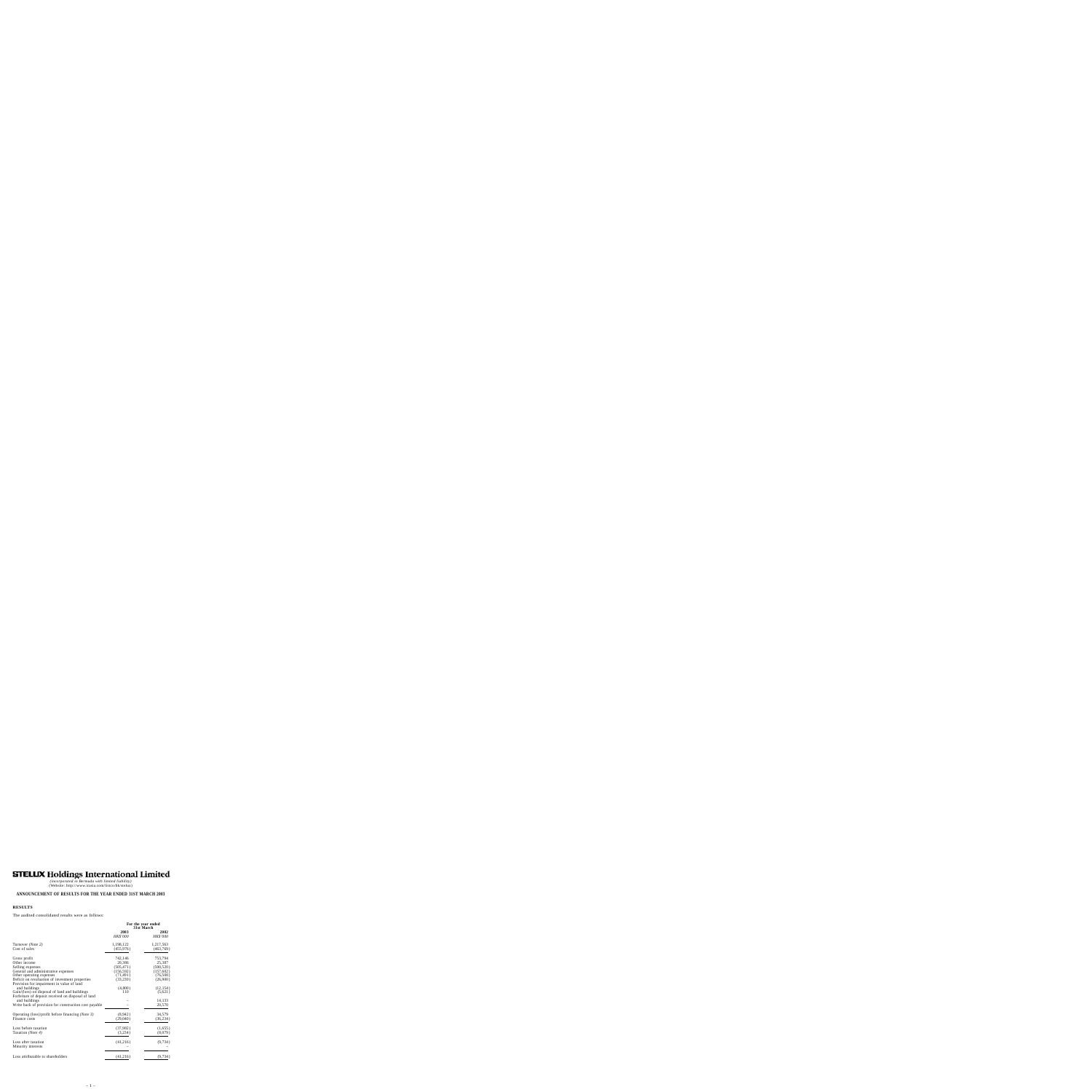# STELUX Holdings International Limited

*(incorporated in Bermuda with limited liability)*
(Website: http://www.irasia.com/listco/hk/stelux)

## ANNOUNCEMENT OF RESULTS FOR THE YEAR ENDED 31ST MARCH 2003

### RESULTS

The audited consolidated results were as follows:

| | For the year ended 31st March | |
|---|---|---|
| | **2003** | **2002** |
| | *HK$'000* | *HK$'000* |
| Turnover *(Note 2)* | 1,198,122 | 1,217,563 |
| Cost of sales | (455,976) | (463,769) |
| Gross profit | 742,146 | 753,794 |
| Other income | 20,306 | 25,387 |
| Selling expenses | (505,471) | (500,520) |
| General and administrative expenses | (156,592) | (157,602) |
| Other operating expenses | (71,491) | (76,588) |
| Deficit on revaluation of investment properties | (33,250) | (26,000) |
| Provision for impairment in value of land and buildings | (4,800) | (12,154) |
| Gain/(loss) on disposal of land and buildings | 110 | (5,621) |
| Forfeiture of deposit received on disposal of land and buildings | – | 14,133 |
| Write back of provision for construction cost payable | – | 20,570 |
| Operating (loss)/profit before financing *(Note 3)* | (9,042) | 34,579 |
| Finance costs | (29,040) | (36,234) |
| Loss before taxation | (37,982) | (1,655) |
| Taxation *(Note 4)* | (3,234) | (8,079) |
| Loss after taxation | (41,216) | (9,734) |
| Minority interests | – | – |
| Loss attributable to shareholders | (41,216) | (9,734) |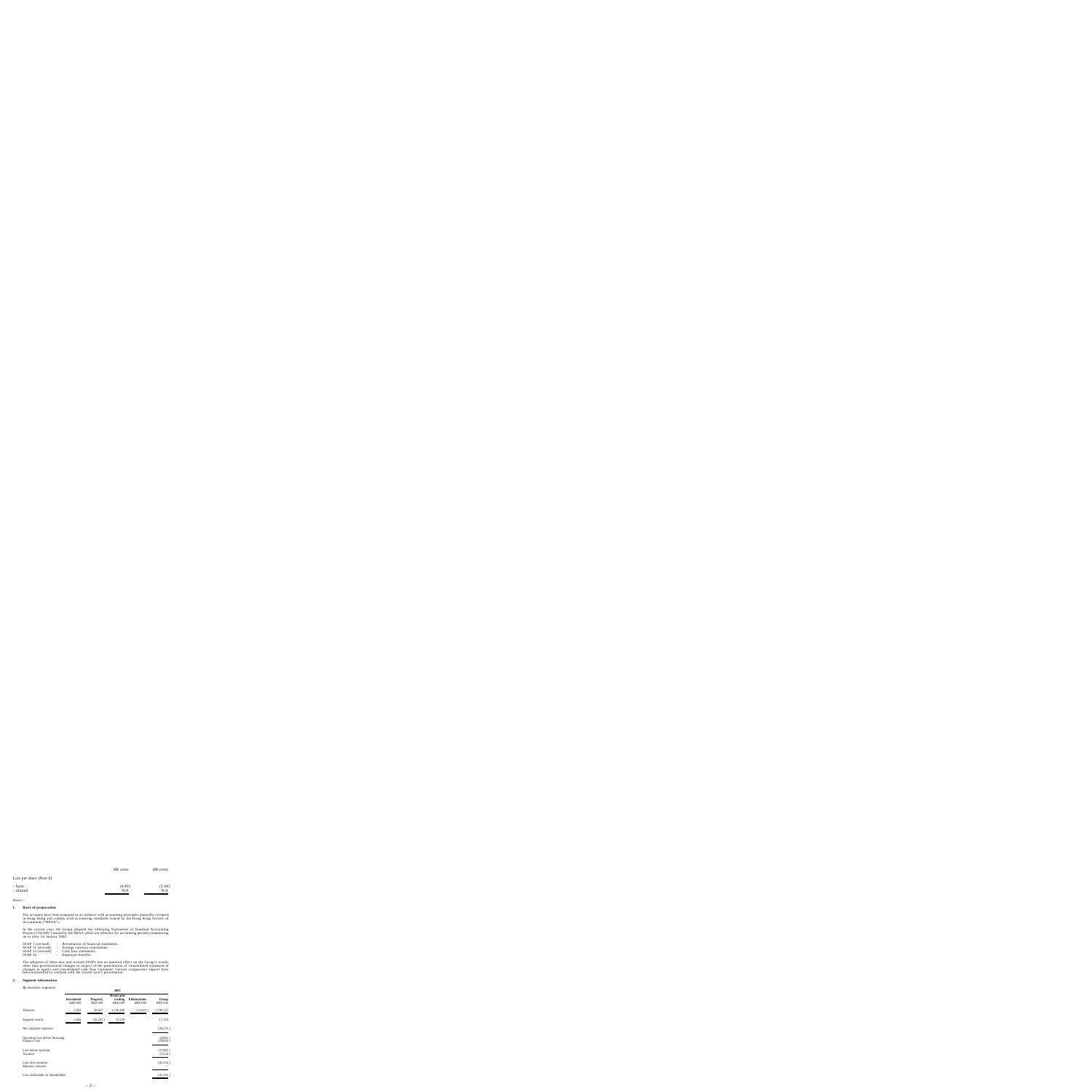| | HK cents | HK cents |
|---|---|---|
| Loss per share *(Note 6)* | | |
| – basic | (4.40) | (1.04) |
| – diluted | N/A | N/A |

*Notes:–*

## 1. Basis of preparation

The accounts have been prepared in accordance with accounting principles generally accepted in Hong Kong and comply with accounting standards issued by the Hong Kong Society of Accountants ("HKSA").

In the current year, the Group adopted the following Statements of Standard Accounting Practice ("SSAPs") issued by the HKSA which are effective for accounting periods commencing on or after 1st January 2002:

| | | |
|---|---|---|
| SSAP 1 (revised) | : | Presentation of financial statements |
| SSAP 11 (revised) | : | Foreign currency translations |
| SSAP 15 (revised) | : | Cash flow statements |
| SSAP 34 | : | Employee benefits |

The adoption of these new and revised SSAPs has no material effect on the Group's results other than presentational changes in respect of the presentation of consolidated statement of changes in equity and consolidated cash flow statement. Certain comparative figures have been reclassified to conform with the current year's presentation.

## 2. Segment information

*By business segment*

| | 2003 | | | | |
|---|---|---|---|---|---|
| | Investment HK$'000 | Property HK$'000 | Retail and trading HK$'000 | Eliminations HK$'000 | Group HK$'000 |
| Turnover | 2,842 | 98,823 | 1,110,480 | (13,023) | 1,199,122 |
| Segment results | 2,842 | (30,247) | 31,519 | | 17,314 |
| Net corporate expenses | | | | | (26,276) |
| Operating loss before financing | | | | | (8,962) |
| Finance costs | | | | | (29,000) |
| Loss before taxation | | | | | (37,962) |
| Taxation | | | | | (3,254) |
| Loss after taxation | | | | | (41,216) |
| Minority interests | | | | | – |
| Loss attributable to shareholders | | | | | (41,216) |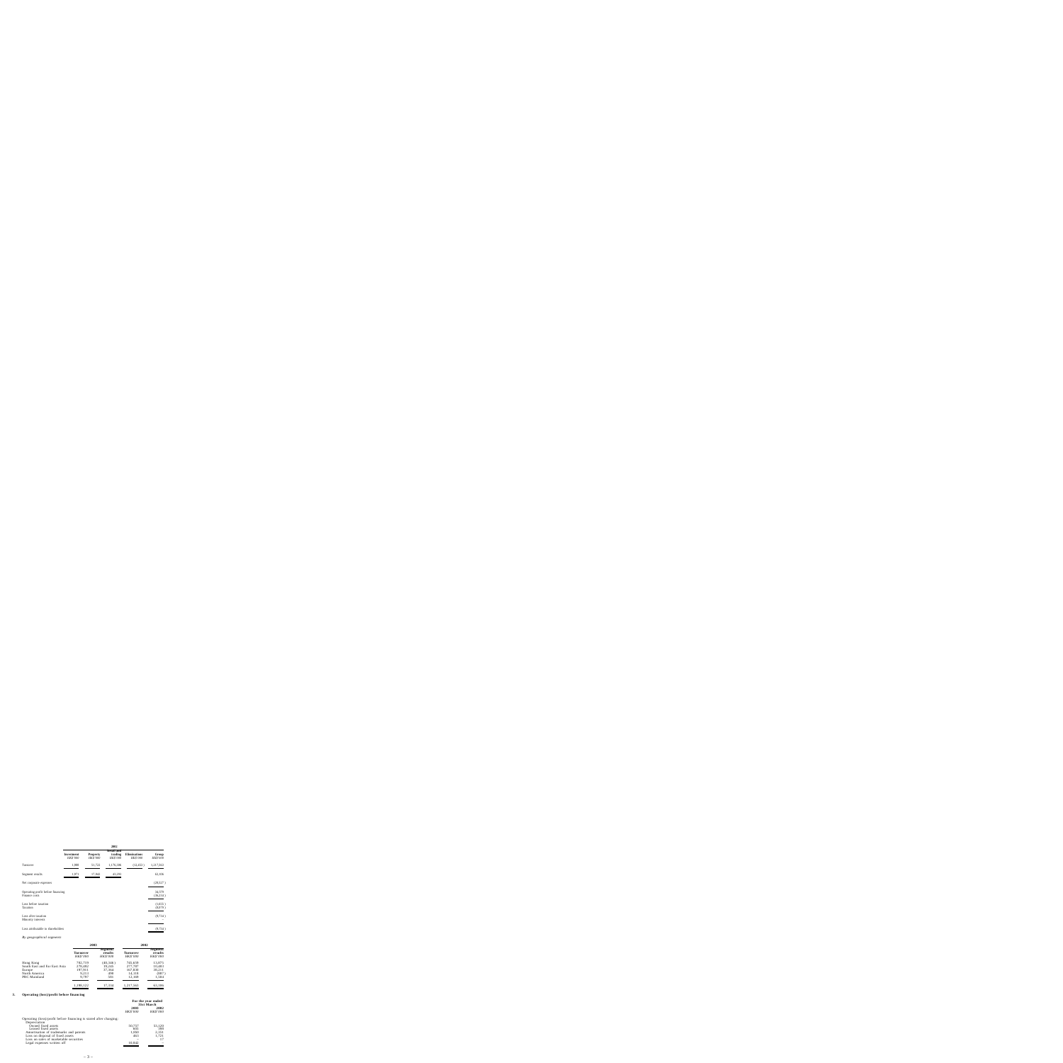| | | | 2002 | | |
|---|---|---|---|---|---|
| | Investment HK$'000 | Property HK$'000 | Retail and trading HK$'000 | Elimination HK$'000 | Group HK$'000 |
| Turnover | 1,200 | 51,722 | 1,176,386 | (11,944) | 1,217,364 |
| Segment results | (67) | 17,942 | 45,231 | | 63,106 |
| Net corporate expenses | | | | | (28,527) |
| Operating profit before financing | | | | | 34,579 |
| Finance costs | | | | | (36,234) |
| Loss before taxation | | | | | (1,655) |
| Taxation | | | | | (8,079) |
| Loss after taxation | | | | | (9,734) |
| Minority interests | | | | | – |
| Loss attributable to shareholders | | | | | (9,734) |

*By geographical segments*

| | 2003 | | 2002 | |
|---|---|---|---|---|
| | Turnover HK$'000 | Segment results HK$'000 | Turnover HK$'000 | Segment results HK$'000 |
| Hong Kong | 702,719 | (40,346) | 745,658 | 15,075 |
| South East and Far East Asia | 270,402 | 19,245 | 277,797 | 10,483 |
| Europe | 197,013 | 37,364 | 167,838 | 36,211 |
| North America | 9,211 | 490 | 14,118 | (887) |
| PRC Mainland | 9,797 | 581 | 12,589 | 1,184 |
| | 1,189,142 | 17,334 | 1,217,364 | 63,106 |

3. **Operating (loss)/profit before financing**

| | For the year ended 31st March | |
|---|---|---|
| | 2003 HK$'000 | 2002 HK$'000 |
| Operating (loss)/profit before financing is stated after charging: | | |
| Depreciation | | |
| Owned fixed assets | 50,757 | 53,120 |
| Leased fixed assets | 650 | 390 |
| Amortisation of trademarks and patents | 1,860 | 2,331 |
| Loss on disposal of fixed assets | 463 | 1,721 |
| Loss on sales of marketable securities | – | 17 |
| Legal expenses written off | 10,842 | – |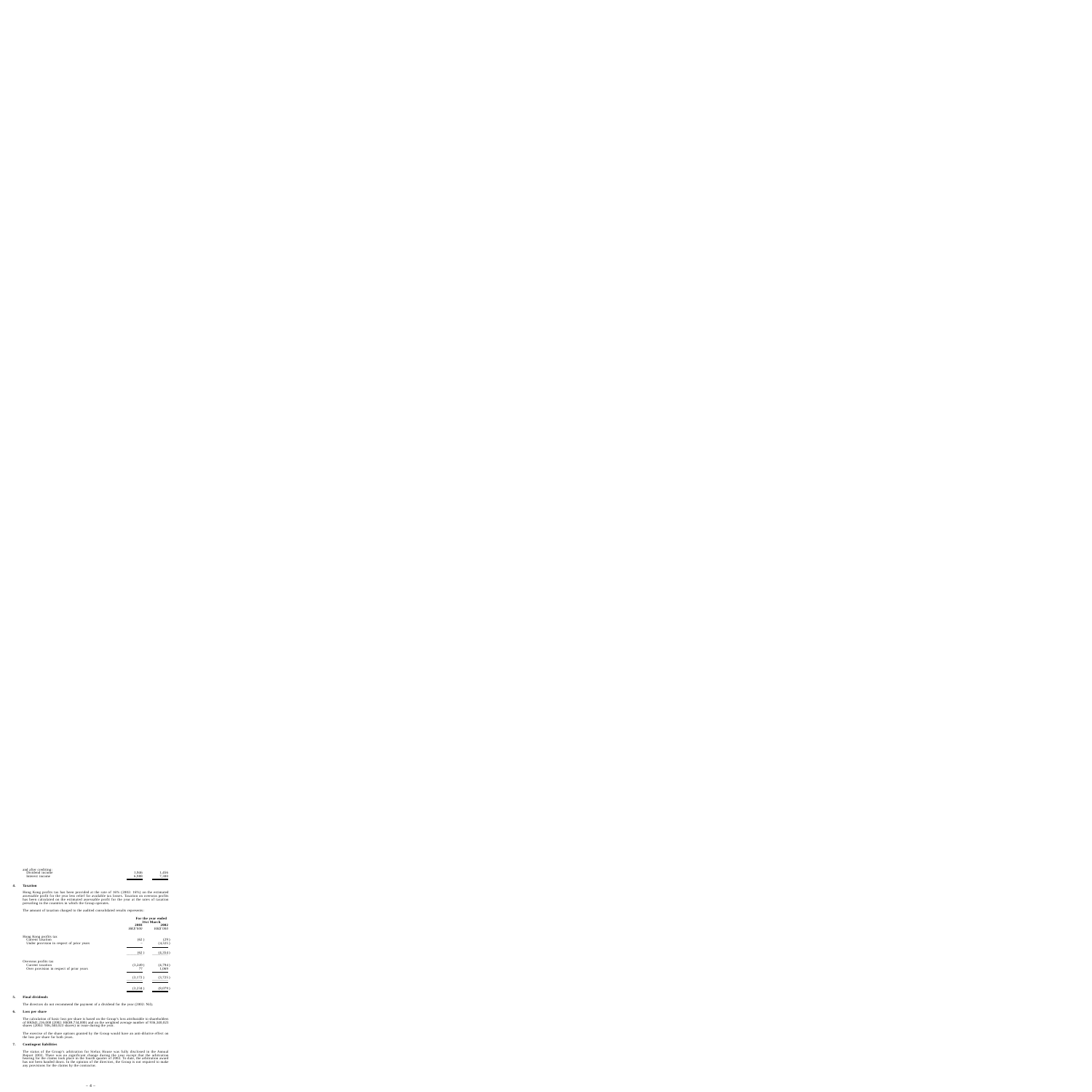| | | |
|---|---|---|
| and after crediting: | | |
| Dividend income | 1,946 | 1,456 |
| Interest income | 6,988 | 7,380 |

**4. Taxation**

Hong Kong profits tax has been provided at the rate of 16% (2002: 16%) on the estimated assessable profit for the year less relief for available tax losses. Taxation on overseas profits has been calculated on the estimated assessable profit for the year at the rates of taxation prevailing in the countries in which the Group operates.

The amount of taxation charged to the audited consolidated results represents:

| | For the year ended 31st March | |
|---|---|---|
| | 2003 | 2002 |
| | HK$'000 | HK$'000 |
| Hong Kong profits tax | | |
| Current taxation | (62) | (29) |
| Under provision in respect of prior years | – | (4,325) |
| | (62) | (4,354) |
| Overseas profits tax | | |
| Current taxation | (3,249) | (4,784) |
| Over provision in respect of prior years | 77 | 1,069 |
| | (3,172) | (3,725) |
| | (3,234) | (8,079) |

**5. Final dividends**

The directors do not recommend the payment of a dividend for the year (2002: Nil).

**6. Loss per share**

The calculation of basic loss per share is based on the Group's loss attributable to shareholders of HK$41,236,000 (2002: HK$9,734,000) and on the weighted average number of 936,340,023 shares (2002: 936,340,023 shares) in issue during the year.

The exercise of the share options granted by the Group would have an anti-dilutive effect on the loss per share for both years.

**7. Contingent liabilities**

The status of the Group's arbitration for Stelux House was fully disclosed in the Annual Report 2002. There was no significant change during the year except that the arbitration hearing for the claims took place in the fourth quarter of 2002. To date, the arbitration award has not been handed down. In the opinion of the directors, the Group is not required to make any provisions for the claims by the contractor.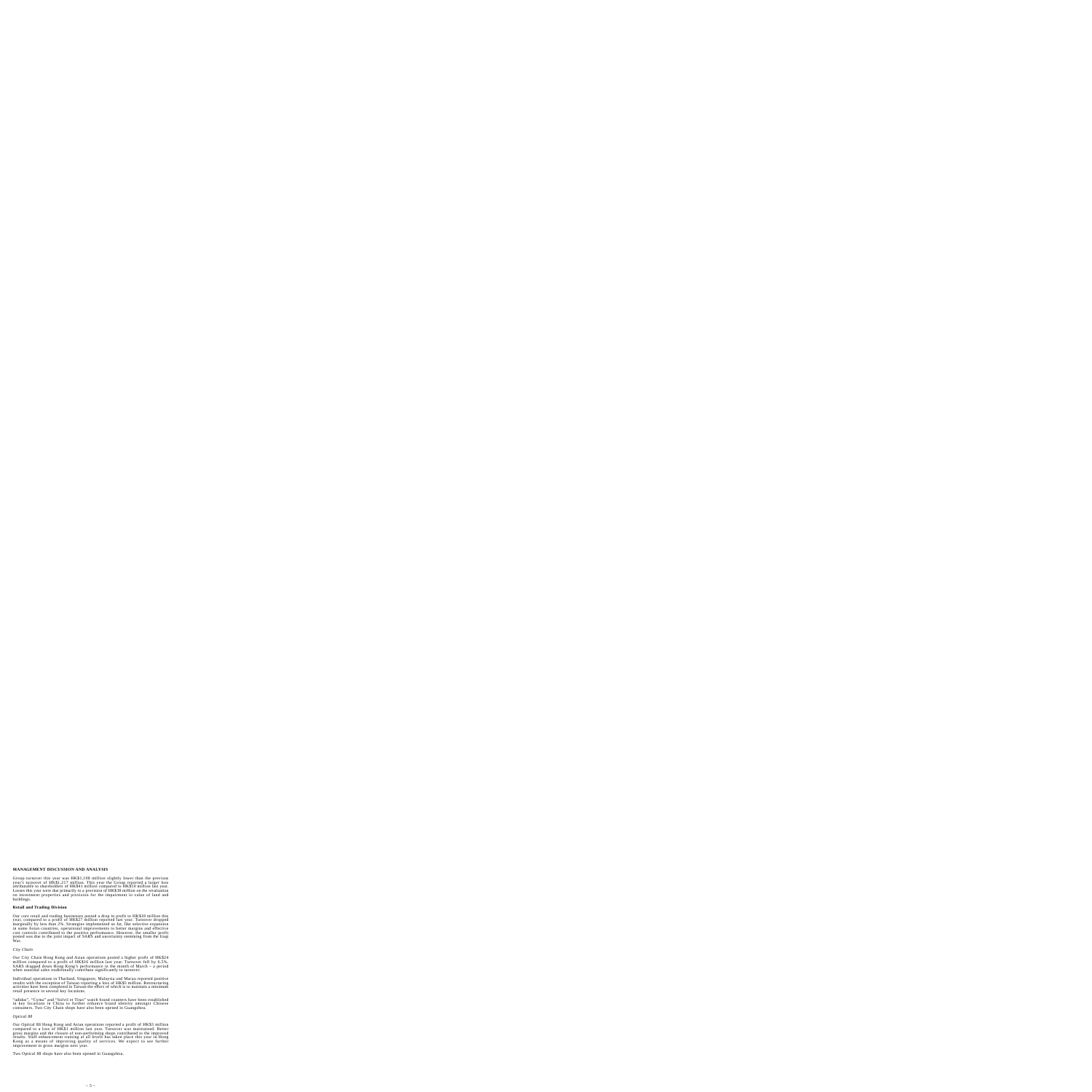**MANAGEMENT DISCUSSION AND ANALYSIS**

Group turnover this year was HK$1,198 million slightly lower than the previous year's turnover of HK$1,217 million. This year the Group reported a larger loss attributable to shareholders of HK$41 million compared to HK$10 million last year. Losses this year were due primarily to a provision of HK$38 million on the revaluation on investment properties and provision for the impairment in value of land and buildings.

**Retail and Trading Division**

Our core retail and trading businesses posted a drop in profit to HK$18 million this year, compared to a profit of HK$27 million reported last year. Turnover dropped marginally by less than 2%. Strategies implemented so far, like selective expansion in some Asian countries, operational improvements to better margins and effective cost controls contributed to the positive performance. However, the smaller profit posted was due to the joint impact of SARS and uncertainty stemming from the Iraqi War.

*City Chain*

Our City Chain Hong Kong and Asian operations posted a higher profit of HK$24 million compared to a profit of HK$16 million last year. Turnover fell by 6.5%. SARS dragged down Hong Kong's performance in the month of March – a period when seasonal sales traditionally contribute significantly to turnover.

Individual operations in Thailand, Singapore, Malaysia and Macau reported positive results with the exception of Taiwan reporting a loss of HK$5 million. Restructuring activities have been completed in Taiwan the effect of which is to maintain a minimum retail presence in several key locations.

"adidas", "Cyma" and "Solvil et Titus" watch brand counters have been established in key locations in China to further enhance brand identity amongst Chinese consumers. Two City Chain shops have also been opened in Guangzhou.

*Optical 88*

Our Optical 88 Hong Kong and Asian operations reported a profit of HK$3 million compared to a loss of HK$1 million last year. Turnover was maintained. Better gross margins and the closure of non-performing shops contributed to the improved results. Staff enhancement training at all levels has taken place this year in Hong Kong as a means of improving quality of services. We expect to see further improvement in gross margins next year.

Two Optical 88 shops have also been opened in Guangzhou.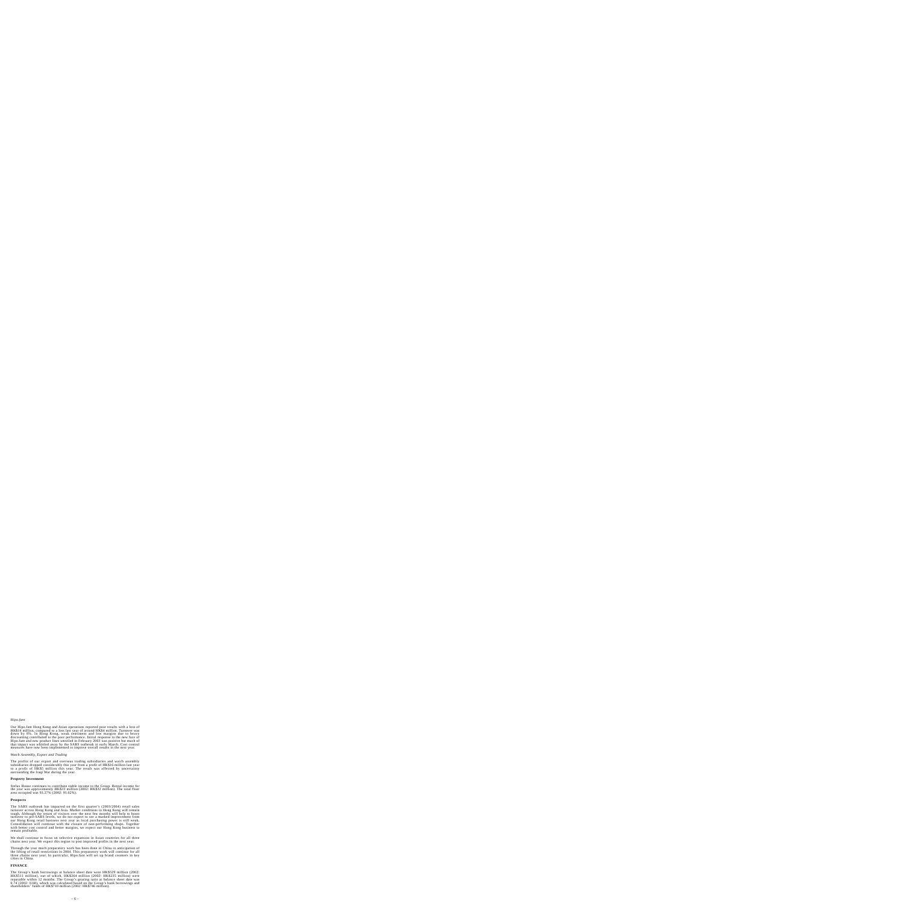*Hipo.fant*

Our Hipo.fant Hong Kong and Asian operations reported poor results with a loss of HK$14 million, compared to a loss last year of around HK$4 million. Turnover was down by 8%. In Hong Kong, weak sentiment and low margins due to heavy discounting contributed to the poor performance. Initial response to the new face of Hipo.fant and new product lines unveiled in February 2003 was positive but much of that impact was whittled away by the SARS outbreak in early March. Cost control measures have now been implemented to improve overall results in the next year.

*Watch Assembly, Export and Trading*

The profits of our export and overseas trading subsidiaries and watch assembly subsidiaries dropped considerably this year from a profit of HK$16 million last year to a profit of HK$5 million this year. The result was affected by uncertainty surrounding the Iraqi War during the year.

**Property Investment**

Stelux House continues to contribute stable income to the Group. Rental income for the year was approximately HK$33 million (2002: HK$32 million). The total floor area occupied was 93.27% (2002: 91.02%).

**Prospects**

The SARS outbreak has impacted on the first quarter's (2003/2004) retail sales turnover across Hong Kong and Asia. Market conditions in Hong Kong will remain tough. Although the return of visitors over the next few months will help to boost turnover to pre-SARS levels, we do not expect to see a marked improvement from our Hong Kong retail business next year as local purchasing power is still weak. Consolidation will continue with the closure of non-performing shops. Together with better cost control and better margins, we expect our Hong Kong business to remain profitable.

We shall continue to focus on selective expansion in Asian countries for all three chains next year. We expect this region to post improved profits in the next year.

Through the year much preparatory work has been done in China in anticipation of the lifting of retail restrictions in 2004. This preparatory work will continue for all three chains next year. In particular, Hipo.fant will set up brand counters in key cities in China.

**FINANCE**

The Group's bank borrowings at balance sheet date were HK$529 million (2002: HK$511 million), out of which, HK$264 million (2002: HK$235 million) were repayable within 12 months. The Group's gearing ratio at balance sheet date was 0.74 (2002: 0.68), which was calculated based on the Group's bank borrowings and shareholders' funds of HK$710 million (2002: HK$746 million).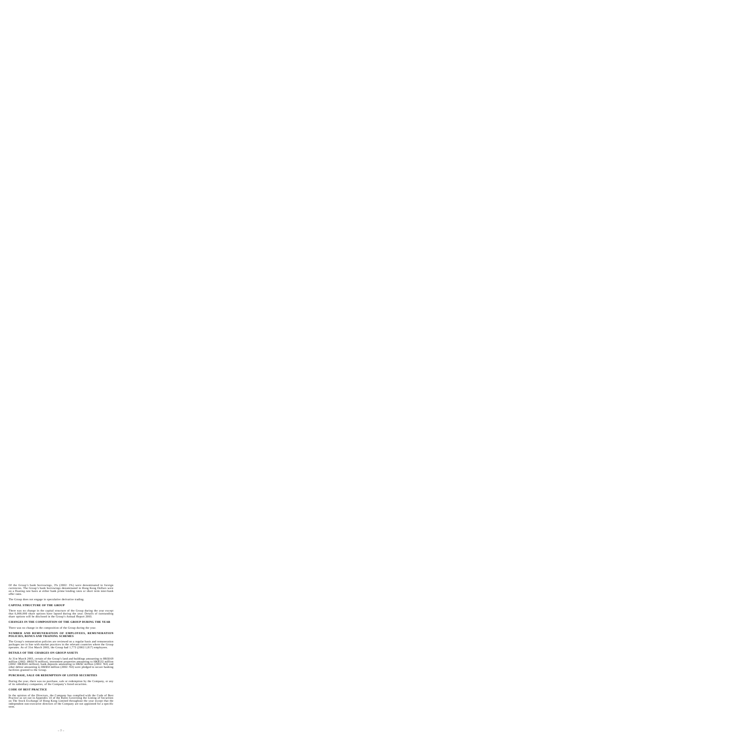Of the Group's bank borrowings, 3% (2002: 3%) were denominated in foreign currencies. The Group's bank borrowings denominated in Hong Kong Dollars were on a floating rate basis at either bank prime lending rates or short term inter-bank offer rates.

The Group does not engage in speculative derivative trading.

**CAPITAL STRUCTURE OF THE GROUP**

There was no change in the capital structure of the Group during the year except that 6,000,000 share options have lapsed during the year. Details of outstanding share options will be disclosed in the Group's Annual Report 2003.

**CHANGES IN THE COMPOSITION OF THE GROUP DURING THE YEAR**

There was no change in the composition of the Group during the year.

**NUMBER AND REMUNERATION OF EMPLOYEES, REMUNERATION POLICIES, BONUS AND TRAINING SCHEMES**

The Group's remuneration policies are reviewed on a regular basis and remuneration packages are in line with market practices in the relevant countries where the Group operates. As of 31st March 2003, the Group had 1,773 (2002:1,817) employees.

**DETAILS OF THE CHARGES ON GROUP ASSETS**

At 31st March 2003, certain of the Group's land and buildings amounting to HK$169 million (2002: HK$176 million), investment properties amounting to HK$532 million (2002: HK$565 million), bank deposits amounting to HK$2 million (2002: Nil) and other debtor amounting to HK$50 million (2002: Nil) were pledged to secure banking facilities granted to the Group.

**PURCHASE, SALE OR REDEMPTION OF LISTED SECURITIES**

During the year, there was no purchase, sale or redemption by the Company, or any of its subsidiary companies, of the Company's listed securities.

**CODE OF BEST PRACTICE**

In the opinion of the Directors, the Company has complied with the Code of Best Practice as set out in Appendix 14 of the Rules Governing the Listing of Securities on The Stock Exchange of Hong Kong Limited throughout the year except that the independent non-executive directors of the Company are not appointed for a specific term.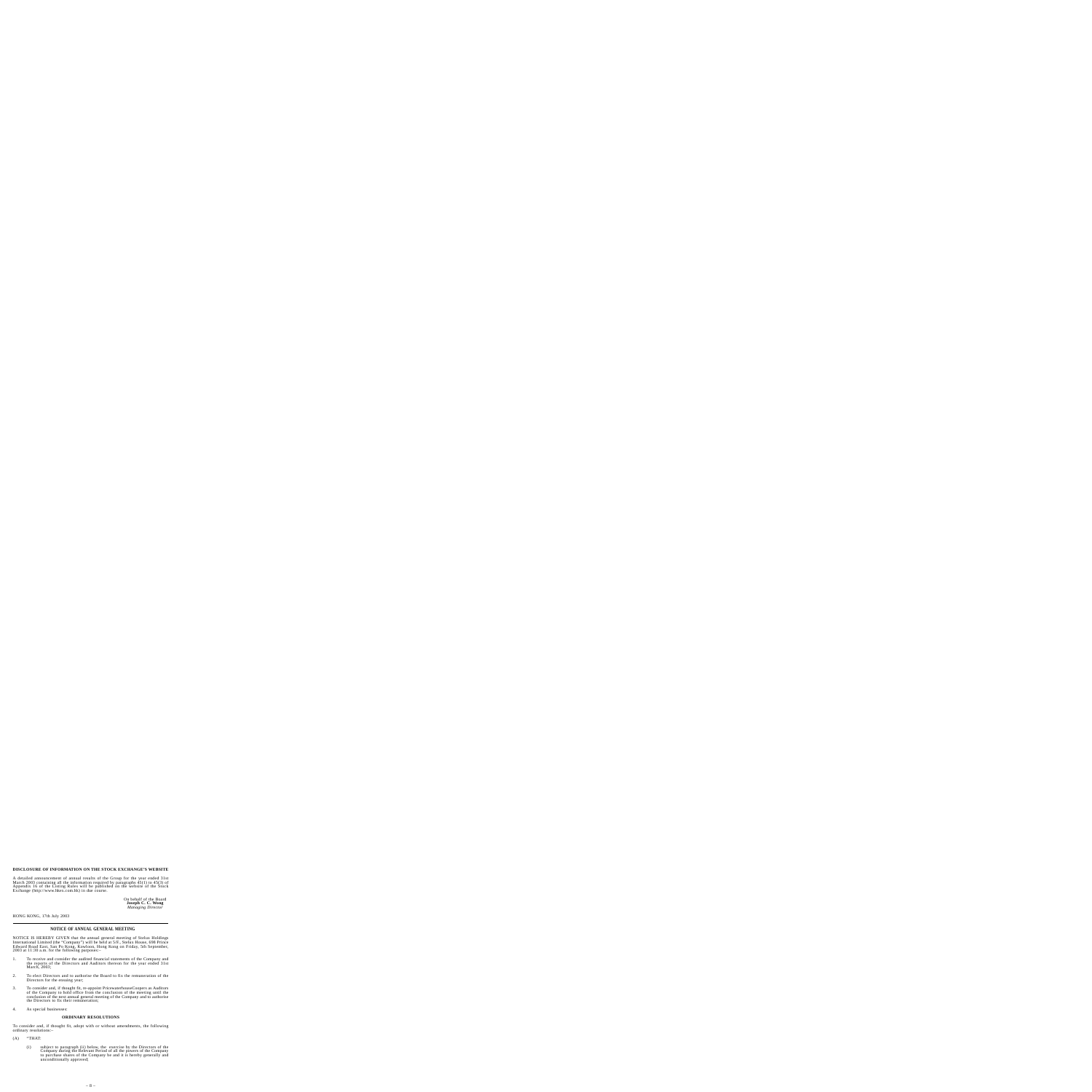**DISCLOSURE OF INFORMATION ON THE STOCK EXCHANGE'S WEBSITE**

A detailed announcement of annual results of the Group for the year ended 31st March 2003 containing all the information required by paragraphs 45(1) to 45(3) of Appendix 16 of the Listing Rules will be published on the website of the Stock Exchange (http://www.hkex.com.hk) in due course.

On behalf of the Board
**Joseph C. C. Wong**
*Managing Director*

HONG KONG, 17th July 2003

---

**NOTICE OF ANNUAL GENERAL MEETING**

NOTICE IS HEREBY GIVEN that the annual general meeting of Stelux Holdings International Limited (the "Company") will be held at 5/F., Stelux House, 698 Prince Edward Road East, San Po Kong, Kowloon, Hong Kong on Friday, 5th September, 2003 at 11:30 a.m. for the following purposes:–

1. To receive and consider the audited financial statements of the Company and the reports of the Directors and Auditors thereon for the year ended 31st March, 2003;

2. To elect Directors and to authorise the Board to fix the remuneration of the Directors for the ensuing year;

3. To consider and, if thought fit, re-appoint PricewaterhouseCoopers as Auditors of the Company to hold office from the conclusion of the meeting until the conclusion of the next annual general meeting of the Company and to authorise the Directors to fix their remuneration;

4. As special businesses:

**ORDINARY RESOLUTIONS**

To consider and, if thought fit, adopt with or without amendments, the following ordinary resolutions:–

(A) "THAT:

(i) subject to paragraph (ii) below, the exercise by the Directors of the Company during the Relevant Period of all the powers of the Company to purchase shares of the Company be and it is hereby generally and unconditionally approved;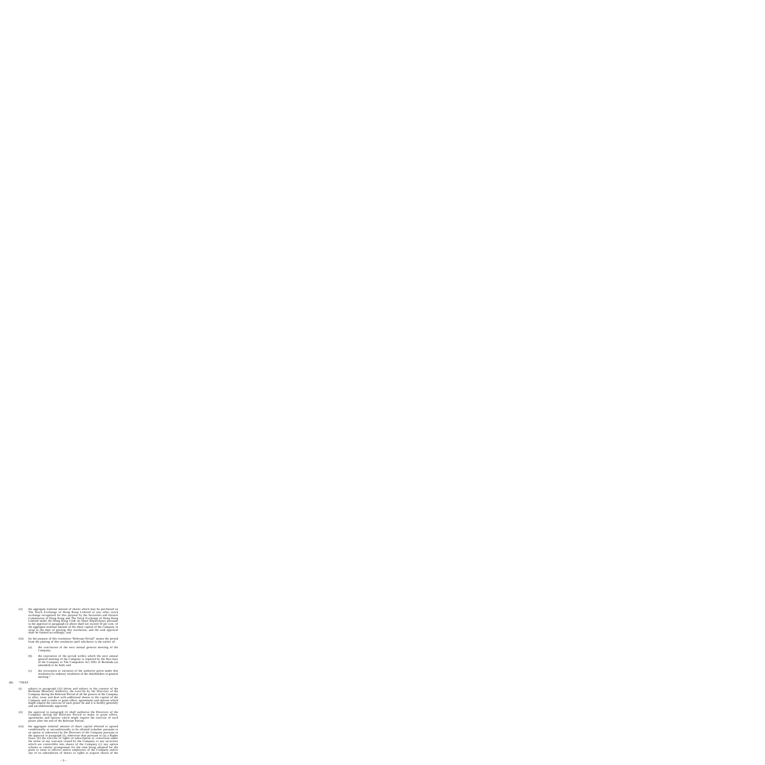(ii) the aggregate nominal amount of shares which may be purchased on The Stock Exchange of Hong Kong Limited or any other stock exchange recognised for this purpose by the Securities and Futures Commission of Hong Kong and The Stock Exchange of Hong Kong Limited under the Hong Kong Code on Share Repurchases pursuant to the approval in paragraph (i) above shall not exceed 10 per cent. of the aggregate nominal amount of the share capital of the Company in issue at the date of passing this resolution, and the said approval shall be limited accordingly; and

(iii) for the purpose of this resolution "Relevant Period" means the period from the passing of this resolution until whichever is the earlier of:

(a) the conclusion of the next annual general meeting of the Company;

(b) the expiration of the period within which the next annual general meeting of the Company is required by the Bye-laws of the Company or The Companies Act 1981 of Bermuda (as amended) to be held; and

(c) the revocation or variation of the authority given under this resolution by ordinary resolution of the shareholders in general meeting."

(B) "THAT:

(i) subject to paragraph (iii) below and subject to the consent of the Bermuda Monetary Authority, the exercise by the Directors of the Company during the Relevant Period of all the powers of the Company to allot, issue and deal with additional shares in the capital of the Company and to make or grant offers, agreements and options which might require the exercise of such power be and it is hereby generally and unconditionally approved;

(ii) the approval in paragraph (i) shall authorise the Directors of the Company during the Relevant Period to make or grant offers, agreements and options which might require the exercise of such power after the end of the Relevant Period;

(iii) the aggregate nominal amount of share capital allotted or agreed conditionally or unconditionally to be allotted (whether pursuant to an option or otherwise) by the Directors of the Company pursuant to the approval in paragraph (i), otherwise than pursuant to (a) a Rights Issue, (b) the exercise of rights of subscription or conversion under the terms of any warrants issued by the Company or any securities which are convertible into shares of the Company (c) any option scheme or similar arrangement for the time being adopted for the grant or issue to officers and/or employees of the Company and/or any of its subsidiaries of shares or rights to acquire shares of the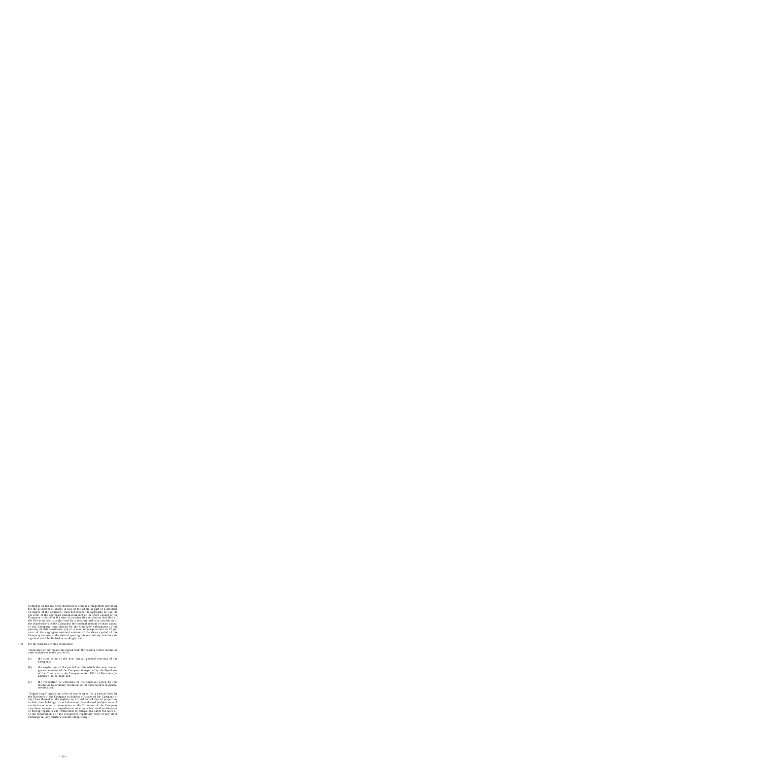Company or (d) any scrip dividend or similar arrangement providing for the allotment of shares in lieu of the whole or part of a dividend on shares of the Company, shall not exceed the aggregate of: (aa) 20 per cent. of the aggregate nominal amount of the share capital of the Company in issue at the date of passing this resolution and (bb) (if the Directors are so authorised by a separate ordinary resolution of the shareholders of the Company) the nominal amount of share capital of the Company repurchased by the Company subsequent to the passing of this resolution (up to a maximum equivalent to 10 per cent. of the aggregate nominal amount of the share capital of the Company in issue at the date of passing this resolution), and the said approval shall be limited accordingly; and

(iv) for the purposes of this resolution:

"Relevant Period" means the period from the passing of this resolution until whichever is the earlier of:

(a) the conclusion of the next annual general meeting of the Company;

(b) the expiration of the period within which the next annual general meeting of the Company is required by the Bye-Laws of the Company or the Companies Act 1981 of Bermuda (as amended) to be held: and

(c) the revocation or variation of the approval given by this resolution by ordinary resolution of the shareholders in general meeting; and

"Rights Issue" means an offer of shares open for a period fixed by the Directors of the Company to holders of shares of the Company or any class thereof on the register on a fixed record date in proportion to their then holdings of such shares or class thereof (subject to such exclusion or other arrangements as the Directors of the Company may deem necessary or expedient in relation to fractional entitlements or having regard to any restrictions or obligations under the laws of, or the requirements of any recognised regulatory body or any stock exchange in, any territory outside Hong Kong)."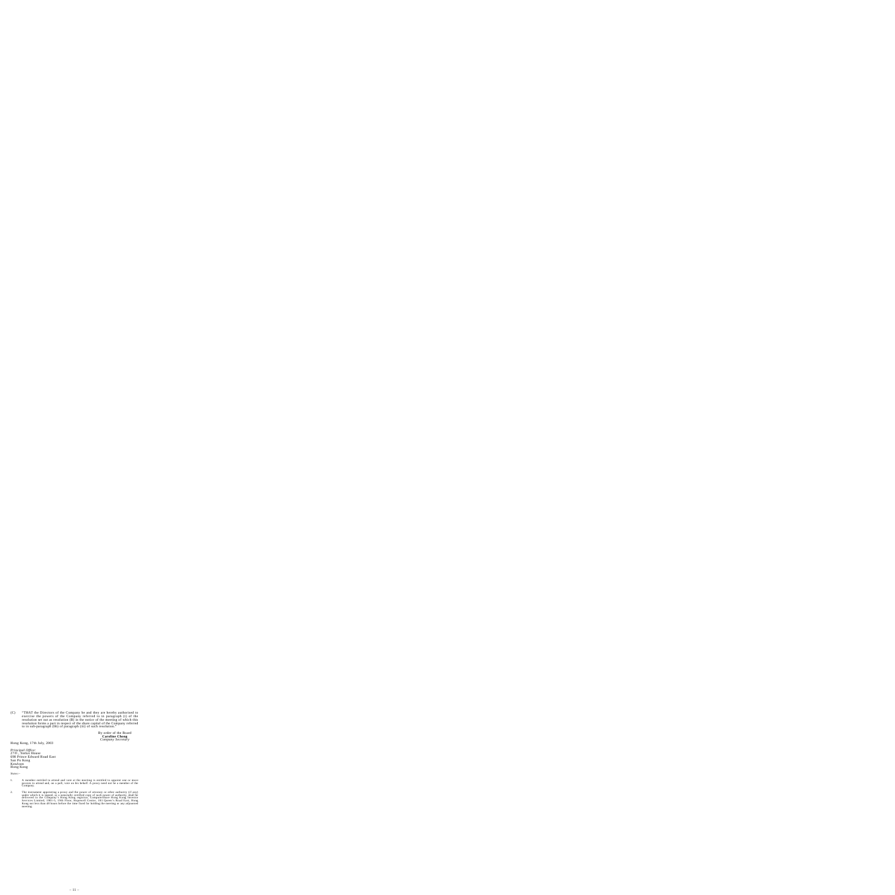(C) "THAT the Directors of the Company be and they are hereby authorised to exercise the powers of the Company referred to in paragraph (i) of the resolution set out as resolution (B) in the notice of the meeting of which this resolution forms a part in respect of the share capital of the Company referred to in sub-paragraph (bb) of paragraph (iii) of such resolution."

By order of the Board
**Caroline Chong**
*Company Secretary*

Hong Kong, 17th July, 2003

*Principal Office:*
27/F., Stelux House
698 Prince Edward Road East
San Po Kong
Kowloon
Hong Kong

*Notes:—*

1. A member entitled to attend and vote at the meeting is entitled to appoint one or more proxies to attend and, on a poll, vote on his behalf. A proxy need not be a member of the Company.

2. The instrument appointing a proxy and the power of attorney or other authority (if any) under which it is signed, or a notarially certified copy of such power of authority, shall be delivered to the Company's Hong Kong registrar, Computershare Hong Kong Investor Services Limited, 1901-5, 19th Floor, Hopewell Centre, 183 Queen's Road East, Hong Kong not less than 48 hours before the time fixed for holding the meeting or any adjourned meeting.